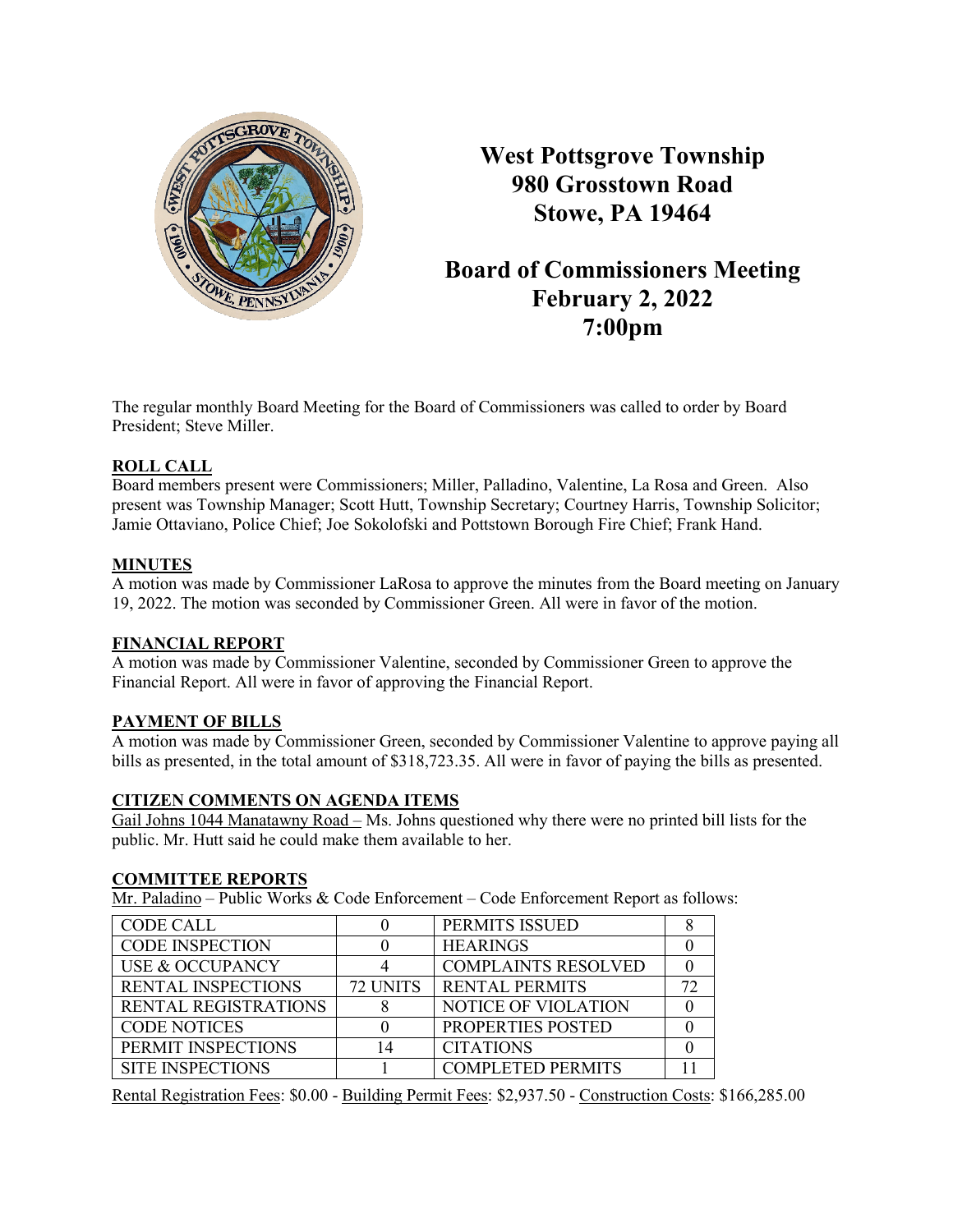# West Pottsgrove Township
# 980 Grosstown Road
# Stowe, PA 19464

## Board of Commissioners Meeting
## February 2, 2022
## 7:00pm

The regular monthly Board Meeting for the Board of Commissioners was called to order by Board President; Steve Miller.

**ROLL CALL**

Board members present were Commissioners; Miller, Palladino, Valentine, La Rosa and Green. Also present was Township Manager; Scott Hutt, Township Secretary; Courtney Harris, Township Solicitor; Jamie Ottaviano, Police Chief; Joe Sokolofski and Pottstown Borough Fire Chief; Frank Hand.

**MINUTES**

A motion was made by Commissioner LaRosa to approve the minutes from the Board meeting on January 19, 2022. The motion was seconded by Commissioner Green. All were in favor of the motion.

**FINANCIAL REPORT**

A motion was made by Commissioner Valentine, seconded by Commissioner Green to approve the Financial Report. All were in favor of approving the Financial Report.

**PAYMENT OF BILLS**

A motion was made by Commissioner Green, seconded by Commissioner Valentine to approve paying all bills as presented, in the total amount of $318,723.35. All were in favor of paying the bills as presented.

**CITIZEN COMMENTS ON AGENDA ITEMS**

Gail Johns 1044 Manatawny Road – Ms. Johns questioned why there were no printed bill lists for the public. Mr. Hutt said he could make them available to her.

**COMMITTEE REPORTS**

Mr. Paladino – Public Works & Code Enforcement – Code Enforcement Report as follows:

| CODE CALL | 0 | PERMITS ISSUED | 8 |
|---|---|---|---|
| CODE INSPECTION | 0 | HEARINGS | 0 |
| USE & OCCUPANCY | 4 | COMPLAINTS RESOLVED | 0 |
| RENTAL INSPECTIONS | 72 UNITS | RENTAL PERMITS | 72 |
| RENTAL REGISTRATIONS | 8 | NOTICE OF VIOLATION | 0 |
| CODE NOTICES | 0 | PROPERTIES POSTED | 0 |
| PERMIT INSPECTIONS | 14 | CITATIONS | 0 |
| SITE INSPECTIONS | 1 | COMPLETED PERMITS | 11 |

Rental Registration Fees: $0.00 - Building Permit Fees: $2,937.50 - Construction Costs: $166,285.00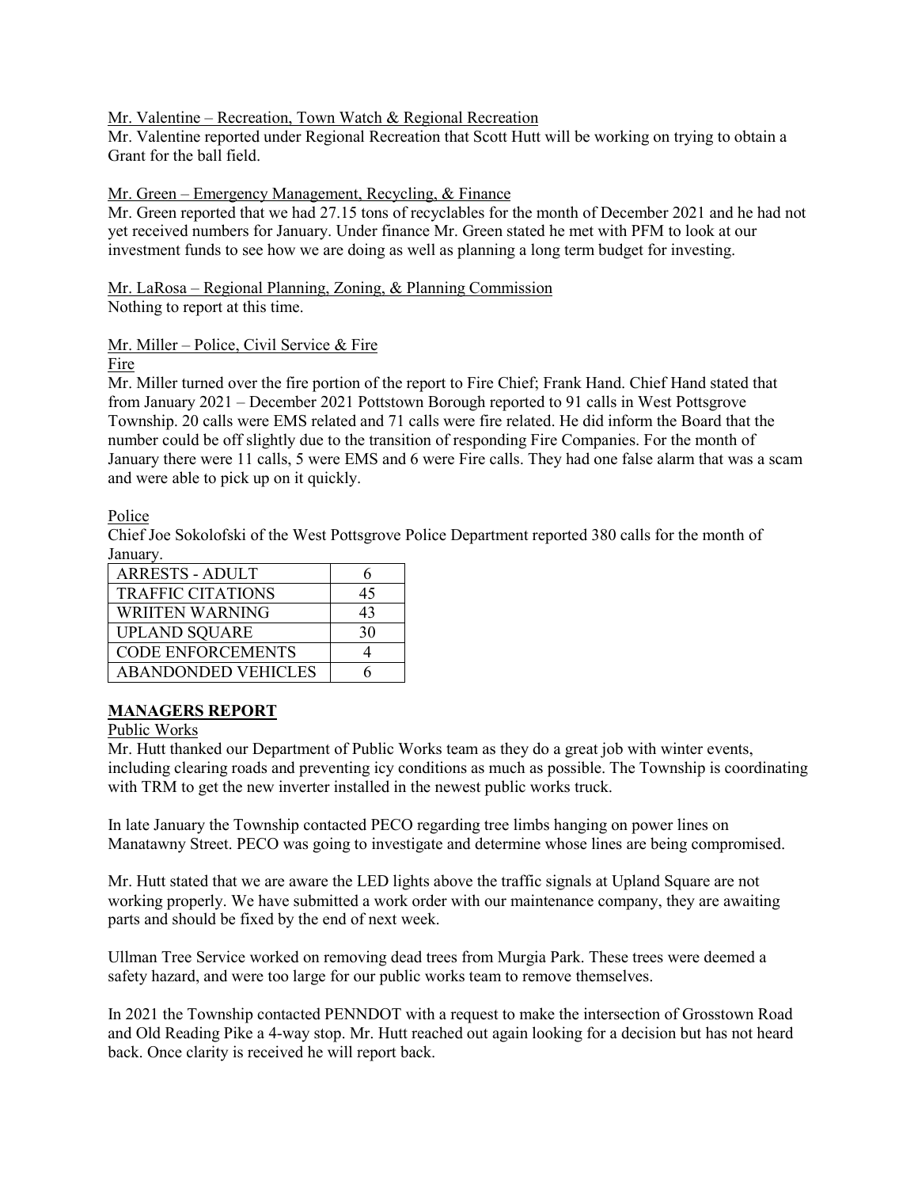Mr. Valentine – Recreation, Town Watch & Regional Recreation

Mr. Valentine reported under Regional Recreation that Scott Hutt will be working on trying to obtain a Grant for the ball field.

Mr. Green – Emergency Management, Recycling, & Finance

Mr. Green reported that we had 27.15 tons of recyclables for the month of December 2021 and he had not yet received numbers for January. Under finance Mr. Green stated he met with PFM to look at our investment funds to see how we are doing as well as planning a long term budget for investing.

Mr. LaRosa – Regional Planning, Zoning, & Planning Commission

Nothing to report at this time.

Mr. Miller – Police, Civil Service & Fire

Fire

Mr. Miller turned over the fire portion of the report to Fire Chief; Frank Hand. Chief Hand stated that from January 2021 – December 2021 Pottstown Borough reported to 91 calls in West Pottsgrove Township. 20 calls were EMS related and 71 calls were fire related. He did inform the Board that the number could be off slightly due to the transition of responding Fire Companies. For the month of January there were 11 calls, 5 were EMS and 6 were Fire calls. They had one false alarm that was a scam and were able to pick up on it quickly.

Police

Chief Joe Sokolofski of the West Pottsgrove Police Department reported 380 calls for the month of January.

| | |
|---|---|
| ARRESTS - ADULT | 6 |
| TRAFFIC CITATIONS | 45 |
| WRIITEN WARNING | 43 |
| UPLAND SQUARE | 30 |
| CODE ENFORCEMENTS | 4 |
| ABANDONDED VEHICLES | 6 |

## MANAGERS REPORT

Public Works

Mr. Hutt thanked our Department of Public Works team as they do a great job with winter events, including clearing roads and preventing icy conditions as much as possible. The Township is coordinating with TRM to get the new inverter installed in the newest public works truck.

In late January the Township contacted PECO regarding tree limbs hanging on power lines on Manatawny Street. PECO was going to investigate and determine whose lines are being compromised.

Mr. Hutt stated that we are aware the LED lights above the traffic signals at Upland Square are not working properly. We have submitted a work order with our maintenance company, they are awaiting parts and should be fixed by the end of next week.

Ullman Tree Service worked on removing dead trees from Murgia Park. These trees were deemed a safety hazard, and were too large for our public works team to remove themselves.

In 2021 the Township contacted PENNDOT with a request to make the intersection of Grosstown Road and Old Reading Pike a 4-way stop. Mr. Hutt reached out again looking for a decision but has not heard back. Once clarity is received he will report back.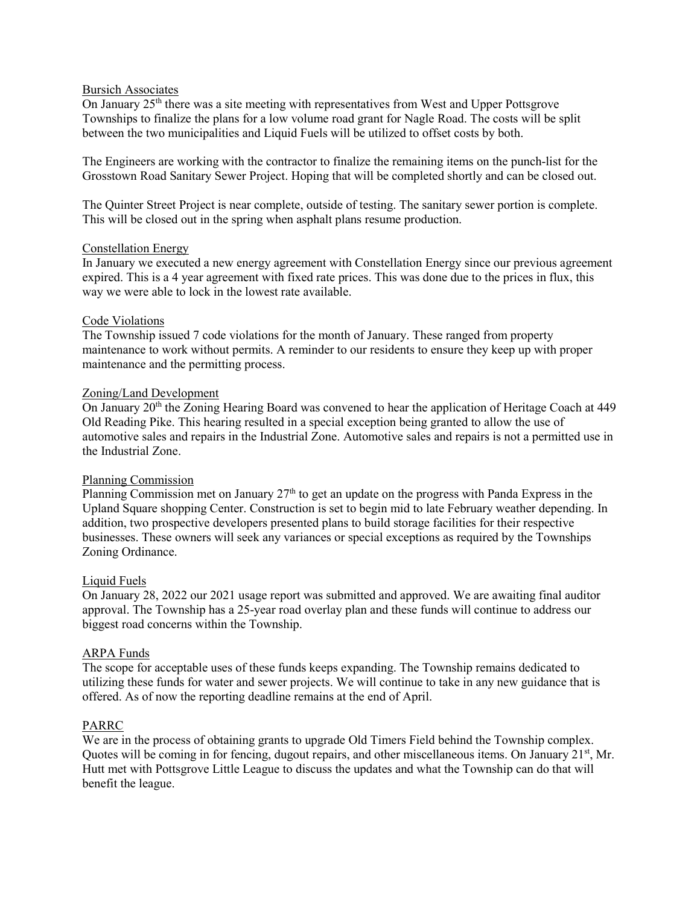## Bursich Associates

On January 25th there was a site meeting with representatives from West and Upper Pottsgrove Townships to finalize the plans for a low volume road grant for Nagle Road. The costs will be split between the two municipalities and Liquid Fuels will be utilized to offset costs by both.

The Engineers are working with the contractor to finalize the remaining items on the punch-list for the Grosstown Road Sanitary Sewer Project. Hoping that will be completed shortly and can be closed out.

The Quinter Street Project is near complete, outside of testing. The sanitary sewer portion is complete. This will be closed out in the spring when asphalt plans resume production.

## Constellation Energy

In January we executed a new energy agreement with Constellation Energy since our previous agreement expired. This is a 4 year agreement with fixed rate prices. This was done due to the prices in flux, this way we were able to lock in the lowest rate available.

## Code Violations

The Township issued 7 code violations for the month of January. These ranged from property maintenance to work without permits. A reminder to our residents to ensure they keep up with proper maintenance and the permitting process.

## Zoning/Land Development

On January 20th the Zoning Hearing Board was convened to hear the application of Heritage Coach at 449 Old Reading Pike. This hearing resulted in a special exception being granted to allow the use of automotive sales and repairs in the Industrial Zone. Automotive sales and repairs is not a permitted use in the Industrial Zone.

## Planning Commission

Planning Commission met on January 27th to get an update on the progress with Panda Express in the Upland Square shopping Center. Construction is set to begin mid to late February weather depending. In addition, two prospective developers presented plans to build storage facilities for their respective businesses. These owners will seek any variances or special exceptions as required by the Townships Zoning Ordinance.

## Liquid Fuels

On January 28, 2022 our 2021 usage report was submitted and approved. We are awaiting final auditor approval. The Township has a 25-year road overlay plan and these funds will continue to address our biggest road concerns within the Township.

## ARPA Funds

The scope for acceptable uses of these funds keeps expanding. The Township remains dedicated to utilizing these funds for water and sewer projects. We will continue to take in any new guidance that is offered. As of now the reporting deadline remains at the end of April.

## PARRC

We are in the process of obtaining grants to upgrade Old Timers Field behind the Township complex. Quotes will be coming in for fencing, dugout repairs, and other miscellaneous items. On January 21st, Mr. Hutt met with Pottsgrove Little League to discuss the updates and what the Township can do that will benefit the league.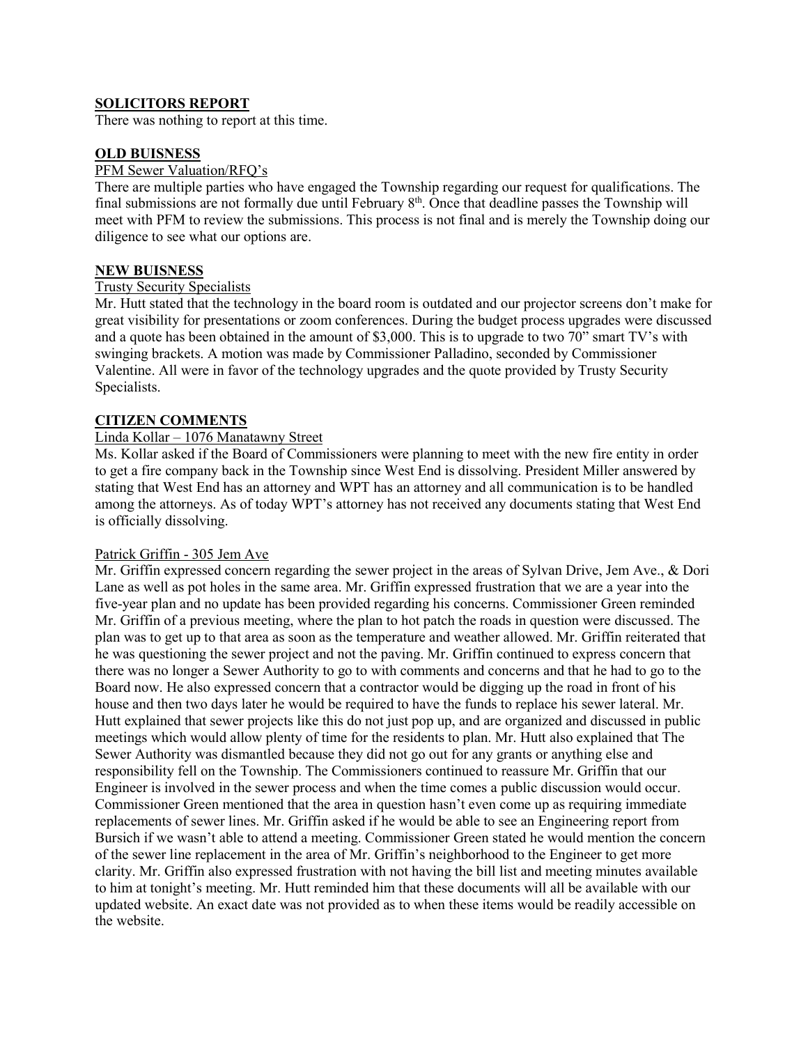## SOLICITORS REPORT

There was nothing to report at this time.

## OLD BUISNESS

PFM Sewer Valuation/RFQ's

There are multiple parties who have engaged the Township regarding our request for qualifications. The final submissions are not formally due until February 8th. Once that deadline passes the Township will meet with PFM to review the submissions. This process is not final and is merely the Township doing our diligence to see what our options are.

## NEW BUISNESS

Trusty Security Specialists

Mr. Hutt stated that the technology in the board room is outdated and our projector screens don't make for great visibility for presentations or zoom conferences. During the budget process upgrades were discussed and a quote has been obtained in the amount of $3,000. This is to upgrade to two 70" smart TV's with swinging brackets. A motion was made by Commissioner Palladino, seconded by Commissioner Valentine. All were in favor of the technology upgrades and the quote provided by Trusty Security Specialists.

## CITIZEN COMMENTS

Linda Kollar – 1076 Manatawny Street

Ms. Kollar asked if the Board of Commissioners were planning to meet with the new fire entity in order to get a fire company back in the Township since West End is dissolving. President Miller answered by stating that West End has an attorney and WPT has an attorney and all communication is to be handled among the attorneys. As of today WPT's attorney has not received any documents stating that West End is officially dissolving.

Patrick Griffin - 305 Jem Ave

Mr. Griffin expressed concern regarding the sewer project in the areas of Sylvan Drive, Jem Ave., & Dori Lane as well as pot holes in the same area. Mr. Griffin expressed frustration that we are a year into the five-year plan and no update has been provided regarding his concerns. Commissioner Green reminded Mr. Griffin of a previous meeting, where the plan to hot patch the roads in question were discussed. The plan was to get up to that area as soon as the temperature and weather allowed. Mr. Griffin reiterated that he was questioning the sewer project and not the paving. Mr. Griffin continued to express concern that there was no longer a Sewer Authority to go to with comments and concerns and that he had to go to the Board now. He also expressed concern that a contractor would be digging up the road in front of his house and then two days later he would be required to have the funds to replace his sewer lateral. Mr. Hutt explained that sewer projects like this do not just pop up, and are organized and discussed in public meetings which would allow plenty of time for the residents to plan. Mr. Hutt also explained that The Sewer Authority was dismantled because they did not go out for any grants or anything else and responsibility fell on the Township. The Commissioners continued to reassure Mr. Griffin that our Engineer is involved in the sewer process and when the time comes a public discussion would occur. Commissioner Green mentioned that the area in question hasn't even come up as requiring immediate replacements of sewer lines. Mr. Griffin asked if he would be able to see an Engineering report from Bursich if we wasn't able to attend a meeting. Commissioner Green stated he would mention the concern of the sewer line replacement in the area of Mr. Griffin's neighborhood to the Engineer to get more clarity. Mr. Griffin also expressed frustration with not having the bill list and meeting minutes available to him at tonight's meeting. Mr. Hutt reminded him that these documents will all be available with our updated website. An exact date was not provided as to when these items would be readily accessible on the website.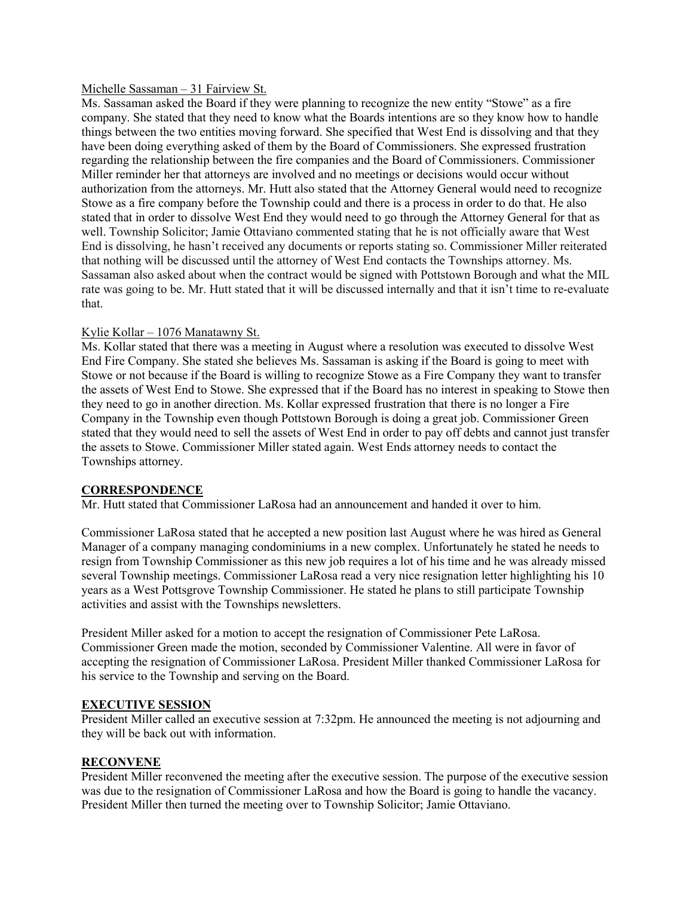Michelle Sassaman – 31 Fairview St.

Ms. Sassaman asked the Board if they were planning to recognize the new entity "Stowe" as a fire company. She stated that they need to know what the Boards intentions are so they know how to handle things between the two entities moving forward. She specified that West End is dissolving and that they have been doing everything asked of them by the Board of Commissioners. She expressed frustration regarding the relationship between the fire companies and the Board of Commissioners. Commissioner Miller reminder her that attorneys are involved and no meetings or decisions would occur without authorization from the attorneys. Mr. Hutt also stated that the Attorney General would need to recognize Stowe as a fire company before the Township could and there is a process in order to do that. He also stated that in order to dissolve West End they would need to go through the Attorney General for that as well. Township Solicitor; Jamie Ottaviano commented stating that he is not officially aware that West End is dissolving, he hasn't received any documents or reports stating so. Commissioner Miller reiterated that nothing will be discussed until the attorney of West End contacts the Townships attorney. Ms. Sassaman also asked about when the contract would be signed with Pottstown Borough and what the MIL rate was going to be. Mr. Hutt stated that it will be discussed internally and that it isn't time to re-evaluate that.

Kylie Kollar – 1076 Manatawny St.

Ms. Kollar stated that there was a meeting in August where a resolution was executed to dissolve West End Fire Company. She stated she believes Ms. Sassaman is asking if the Board is going to meet with Stowe or not because if the Board is willing to recognize Stowe as a Fire Company they want to transfer the assets of West End to Stowe. She expressed that if the Board has no interest in speaking to Stowe then they need to go in another direction. Ms. Kollar expressed frustration that there is no longer a Fire Company in the Township even though Pottstown Borough is doing a great job. Commissioner Green stated that they would need to sell the assets of West End in order to pay off debts and cannot just transfer the assets to Stowe. Commissioner Miller stated again. West Ends attorney needs to contact the Townships attorney.

## CORRESPONDENCE

Mr. Hutt stated that Commissioner LaRosa had an announcement and handed it over to him.

Commissioner LaRosa stated that he accepted a new position last August where he was hired as General Manager of a company managing condominiums in a new complex. Unfortunately he stated he needs to resign from Township Commissioner as this new job requires a lot of his time and he was already missed several Township meetings. Commissioner LaRosa read a very nice resignation letter highlighting his 10 years as a West Pottsgrove Township Commissioner. He stated he plans to still participate Township activities and assist with the Townships newsletters.

President Miller asked for a motion to accept the resignation of Commissioner Pete LaRosa. Commissioner Green made the motion, seconded by Commissioner Valentine. All were in favor of accepting the resignation of Commissioner LaRosa. President Miller thanked Commissioner LaRosa for his service to the Township and serving on the Board.

## EXECUTIVE SESSION

President Miller called an executive session at 7:32pm. He announced the meeting is not adjourning and they will be back out with information.

## RECONVENE

President Miller reconvened the meeting after the executive session. The purpose of the executive session was due to the resignation of Commissioner LaRosa and how the Board is going to handle the vacancy. President Miller then turned the meeting over to Township Solicitor; Jamie Ottaviano.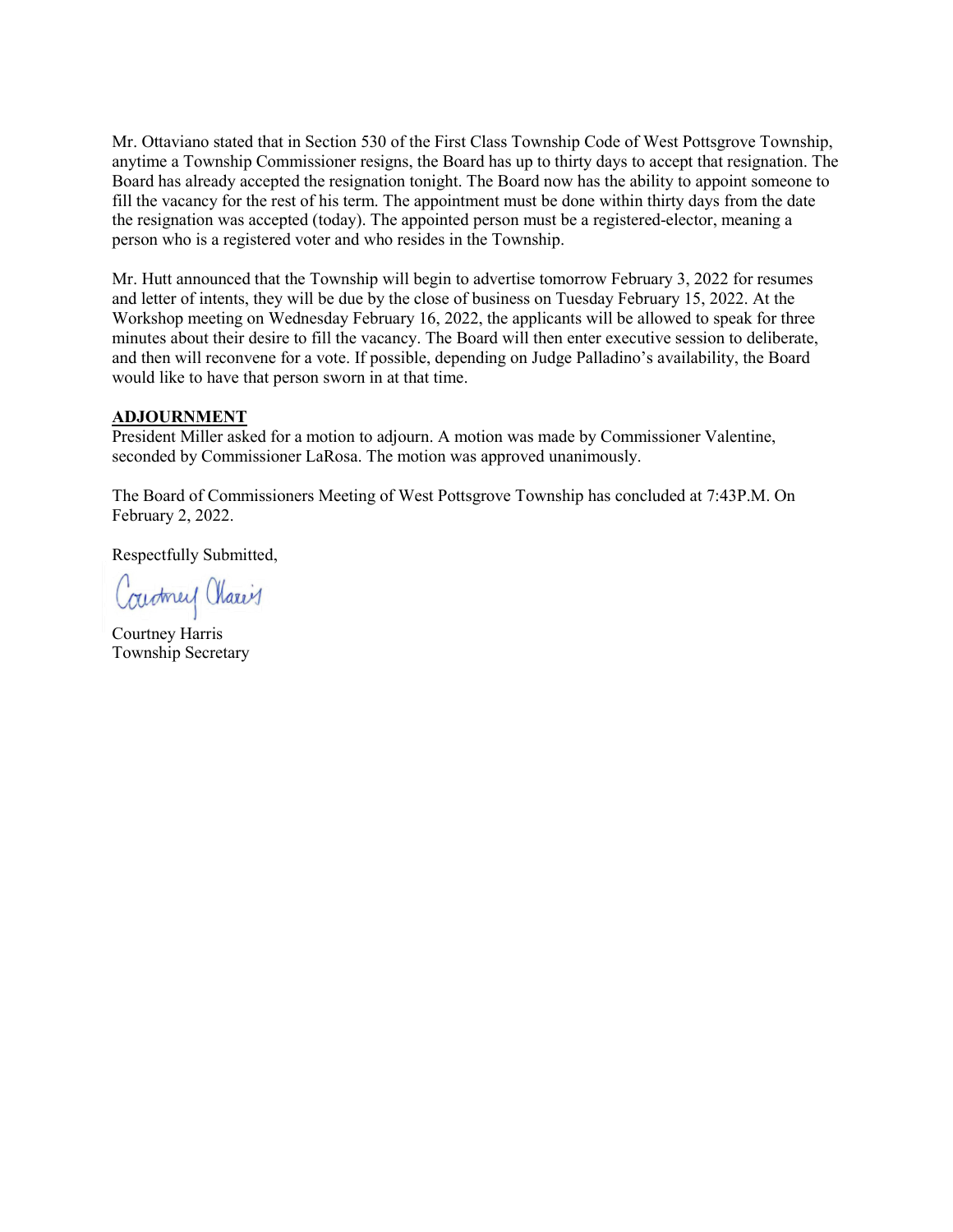Mr. Ottaviano stated that in Section 530 of the First Class Township Code of West Pottsgrove Township, anytime a Township Commissioner resigns, the Board has up to thirty days to accept that resignation. The Board has already accepted the resignation tonight. The Board now has the ability to appoint someone to fill the vacancy for the rest of his term. The appointment must be done within thirty days from the date the resignation was accepted (today). The appointed person must be a registered-elector, meaning a person who is a registered voter and who resides in the Township.

Mr. Hutt announced that the Township will begin to advertise tomorrow February 3, 2022 for resumes and letter of intents, they will be due by the close of business on Tuesday February 15, 2022. At the Workshop meeting on Wednesday February 16, 2022, the applicants will be allowed to speak for three minutes about their desire to fill the vacancy. The Board will then enter executive session to deliberate, and then will reconvene for a vote. If possible, depending on Judge Palladino's availability, the Board would like to have that person sworn in at that time.

**ADJOURNMENT**

President Miller asked for a motion to adjourn. A motion was made by Commissioner Valentine, seconded by Commissioner LaRosa. The motion was approved unanimously.

The Board of Commissioners Meeting of West Pottsgrove Township has concluded at 7:43P.M. On February 2, 2022.

Respectfully Submitted,

Courtney Harris

Courtney Harris
Township Secretary